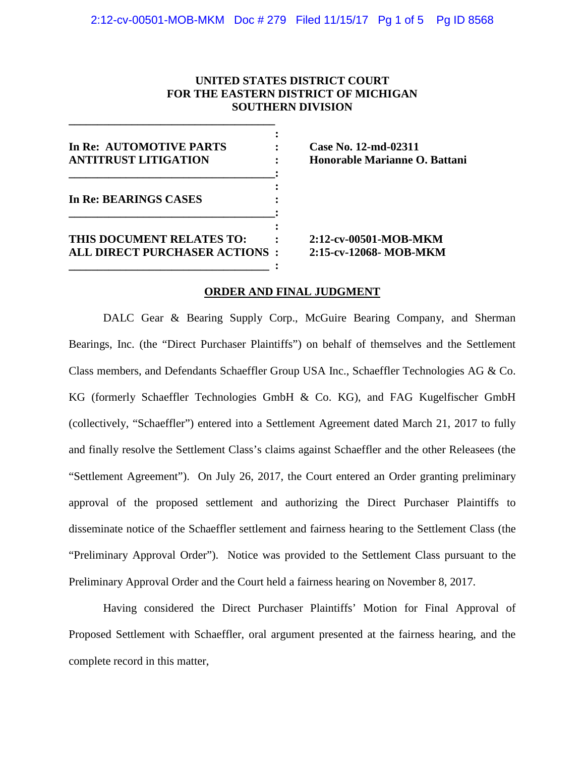**UNITED STATES DISTRICT COURT**
**FOR THE EASTERN DISTRICT OF MICHIGAN**
**SOUTHERN DIVISION**

| | |
|---|---|
| **In Re: AUTOMOTIVE PARTS ANTITRUST LITIGATION** | **Case No. 12-md-02311** **Honorable Marianne O. Battani** |
| **In Re: BEARINGS CASES** | |
| **THIS DOCUMENT RELATES TO: ALL DIRECT PURCHASER ACTIONS** | **2:12-cv-00501-MOB-MKM** **2:15-cv-12068- MOB-MKM** |

**ORDER AND FINAL JUDGMENT**

DALC Gear & Bearing Supply Corp., McGuire Bearing Company, and Sherman Bearings, Inc. (the "Direct Purchaser Plaintiffs") on behalf of themselves and the Settlement Class members, and Defendants Schaeffler Group USA Inc., Schaeffler Technologies AG & Co. KG (formerly Schaeffler Technologies GmbH & Co. KG), and FAG Kugelfischer GmbH (collectively, "Schaeffler") entered into a Settlement Agreement dated March 21, 2017 to fully and finally resolve the Settlement Class's claims against Schaeffler and the other Releasees (the "Settlement Agreement"). On July 26, 2017, the Court entered an Order granting preliminary approval of the proposed settlement and authorizing the Direct Purchaser Plaintiffs to disseminate notice of the Schaeffler settlement and fairness hearing to the Settlement Class (the "Preliminary Approval Order"). Notice was provided to the Settlement Class pursuant to the Preliminary Approval Order and the Court held a fairness hearing on November 8, 2017.

Having considered the Direct Purchaser Plaintiffs' Motion for Final Approval of Proposed Settlement with Schaeffler, oral argument presented at the fairness hearing, and the complete record in this matter,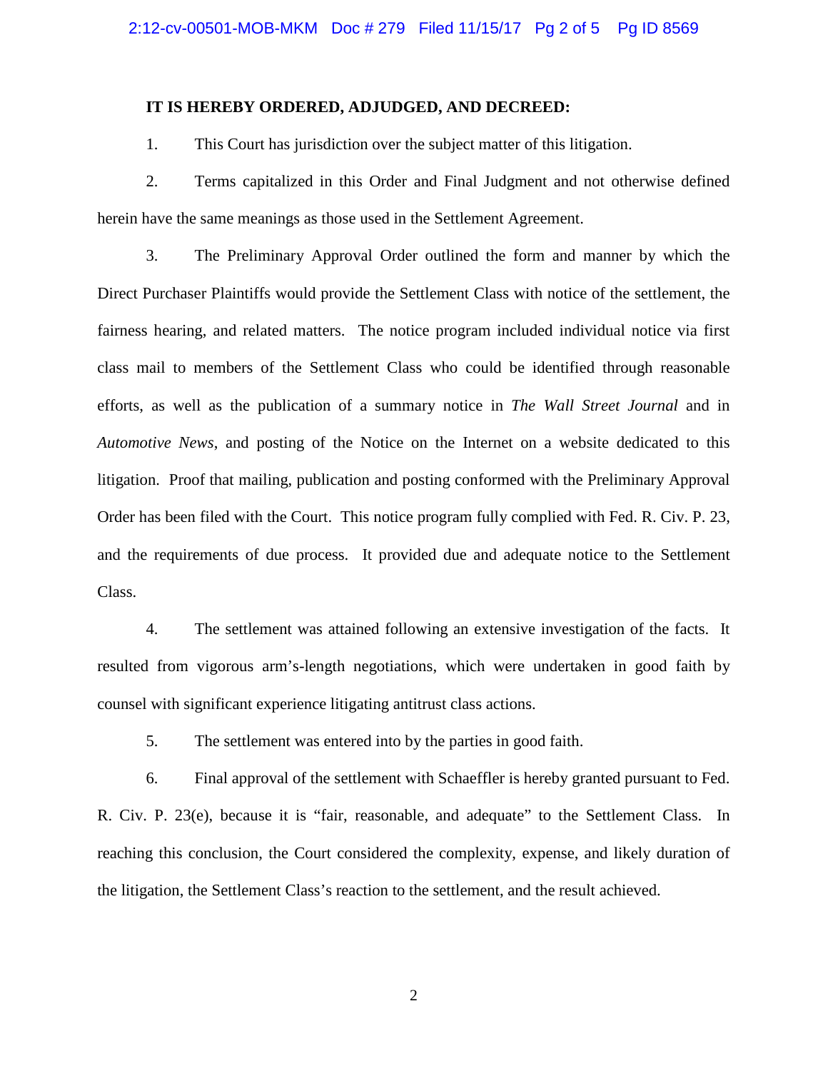**IT IS HEREBY ORDERED, ADJUDGED, AND DECREED:**

1. This Court has jurisdiction over the subject matter of this litigation.

2. Terms capitalized in this Order and Final Judgment and not otherwise defined herein have the same meanings as those used in the Settlement Agreement.

3. The Preliminary Approval Order outlined the form and manner by which the Direct Purchaser Plaintiffs would provide the Settlement Class with notice of the settlement, the fairness hearing, and related matters. The notice program included individual notice via first class mail to members of the Settlement Class who could be identified through reasonable efforts, as well as the publication of a summary notice in *The Wall Street Journal* and in *Automotive News*, and posting of the Notice on the Internet on a website dedicated to this litigation. Proof that mailing, publication and posting conformed with the Preliminary Approval Order has been filed with the Court. This notice program fully complied with Fed. R. Civ. P. 23, and the requirements of due process. It provided due and adequate notice to the Settlement Class.

4. The settlement was attained following an extensive investigation of the facts. It resulted from vigorous arm's-length negotiations, which were undertaken in good faith by counsel with significant experience litigating antitrust class actions.

5. The settlement was entered into by the parties in good faith.

6. Final approval of the settlement with Schaeffler is hereby granted pursuant to Fed. R. Civ. P. 23(e), because it is "fair, reasonable, and adequate" to the Settlement Class. In reaching this conclusion, the Court considered the complexity, expense, and likely duration of the litigation, the Settlement Class's reaction to the settlement, and the result achieved.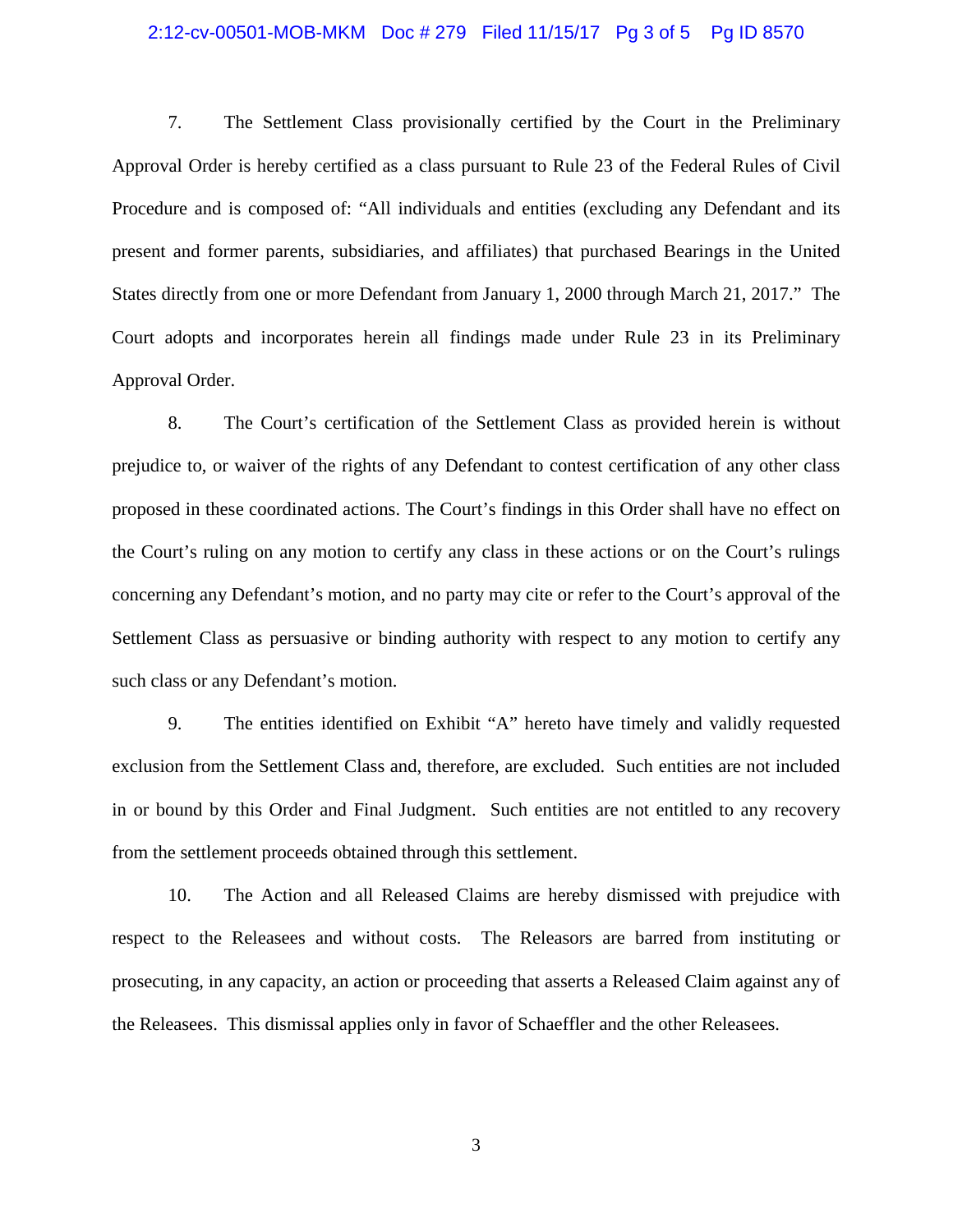7. The Settlement Class provisionally certified by the Court in the Preliminary Approval Order is hereby certified as a class pursuant to Rule 23 of the Federal Rules of Civil Procedure and is composed of: "All individuals and entities (excluding any Defendant and its present and former parents, subsidiaries, and affiliates) that purchased Bearings in the United States directly from one or more Defendant from January 1, 2000 through March 21, 2017." The Court adopts and incorporates herein all findings made under Rule 23 in its Preliminary Approval Order.

8. The Court's certification of the Settlement Class as provided herein is without prejudice to, or waiver of the rights of any Defendant to contest certification of any other class proposed in these coordinated actions. The Court's findings in this Order shall have no effect on the Court's ruling on any motion to certify any class in these actions or on the Court's rulings concerning any Defendant's motion, and no party may cite or refer to the Court's approval of the Settlement Class as persuasive or binding authority with respect to any motion to certify any such class or any Defendant's motion.

9. The entities identified on Exhibit "A" hereto have timely and validly requested exclusion from the Settlement Class and, therefore, are excluded. Such entities are not included in or bound by this Order and Final Judgment. Such entities are not entitled to any recovery from the settlement proceeds obtained through this settlement.

10. The Action and all Released Claims are hereby dismissed with prejudice with respect to the Releasees and without costs. The Releasors are barred from instituting or prosecuting, in any capacity, an action or proceeding that asserts a Released Claim against any of the Releasees. This dismissal applies only in favor of Schaeffler and the other Releasees.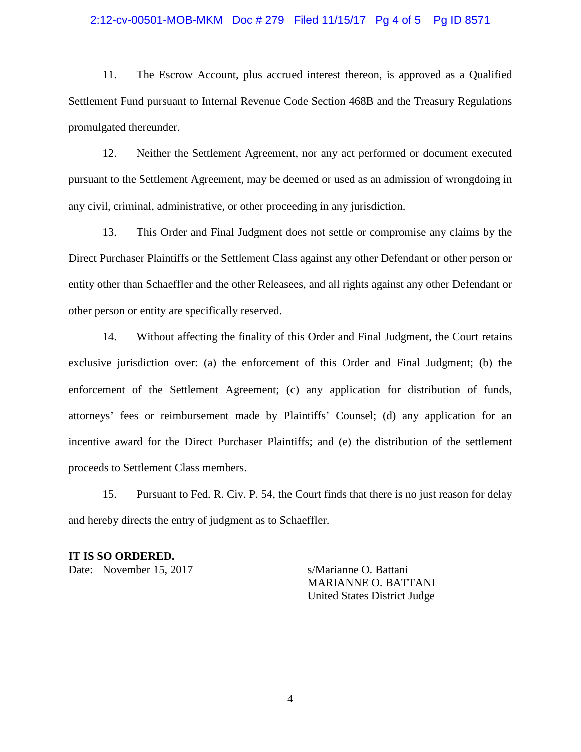11. The Escrow Account, plus accrued interest thereon, is approved as a Qualified Settlement Fund pursuant to Internal Revenue Code Section 468B and the Treasury Regulations promulgated thereunder.

12. Neither the Settlement Agreement, nor any act performed or document executed pursuant to the Settlement Agreement, may be deemed or used as an admission of wrongdoing in any civil, criminal, administrative, or other proceeding in any jurisdiction.

13. This Order and Final Judgment does not settle or compromise any claims by the Direct Purchaser Plaintiffs or the Settlement Class against any other Defendant or other person or entity other than Schaeffler and the other Releasees, and all rights against any other Defendant or other person or entity are specifically reserved.

14. Without affecting the finality of this Order and Final Judgment, the Court retains exclusive jurisdiction over: (a) the enforcement of this Order and Final Judgment; (b) the enforcement of the Settlement Agreement; (c) any application for distribution of funds, attorneys' fees or reimbursement made by Plaintiffs' Counsel; (d) any application for an incentive award for the Direct Purchaser Plaintiffs; and (e) the distribution of the settlement proceeds to Settlement Class members.

15. Pursuant to Fed. R. Civ. P. 54, the Court finds that there is no just reason for delay and hereby directs the entry of judgment as to Schaeffler.

**IT IS SO ORDERED.**

Date: November 15, 2017

s/Marianne O. Battani
MARIANNE O. BATTANI
United States District Judge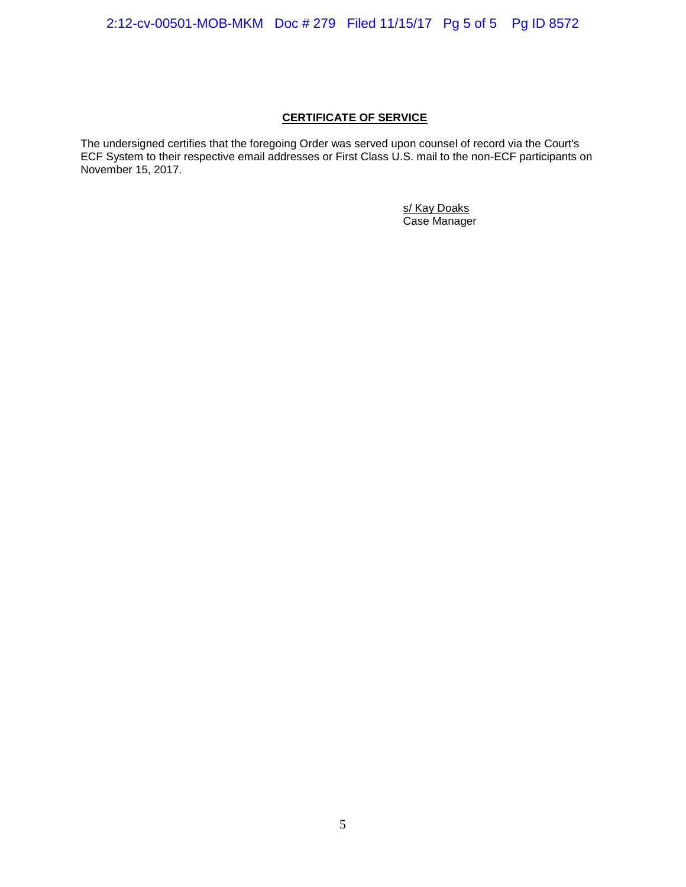## CERTIFICATE OF SERVICE

The undersigned certifies that the foregoing Order was served upon counsel of record via the Court's ECF System to their respective email addresses or First Class U.S. mail to the non-ECF participants on November 15, 2017.

s/ Kay Doaks
Case Manager